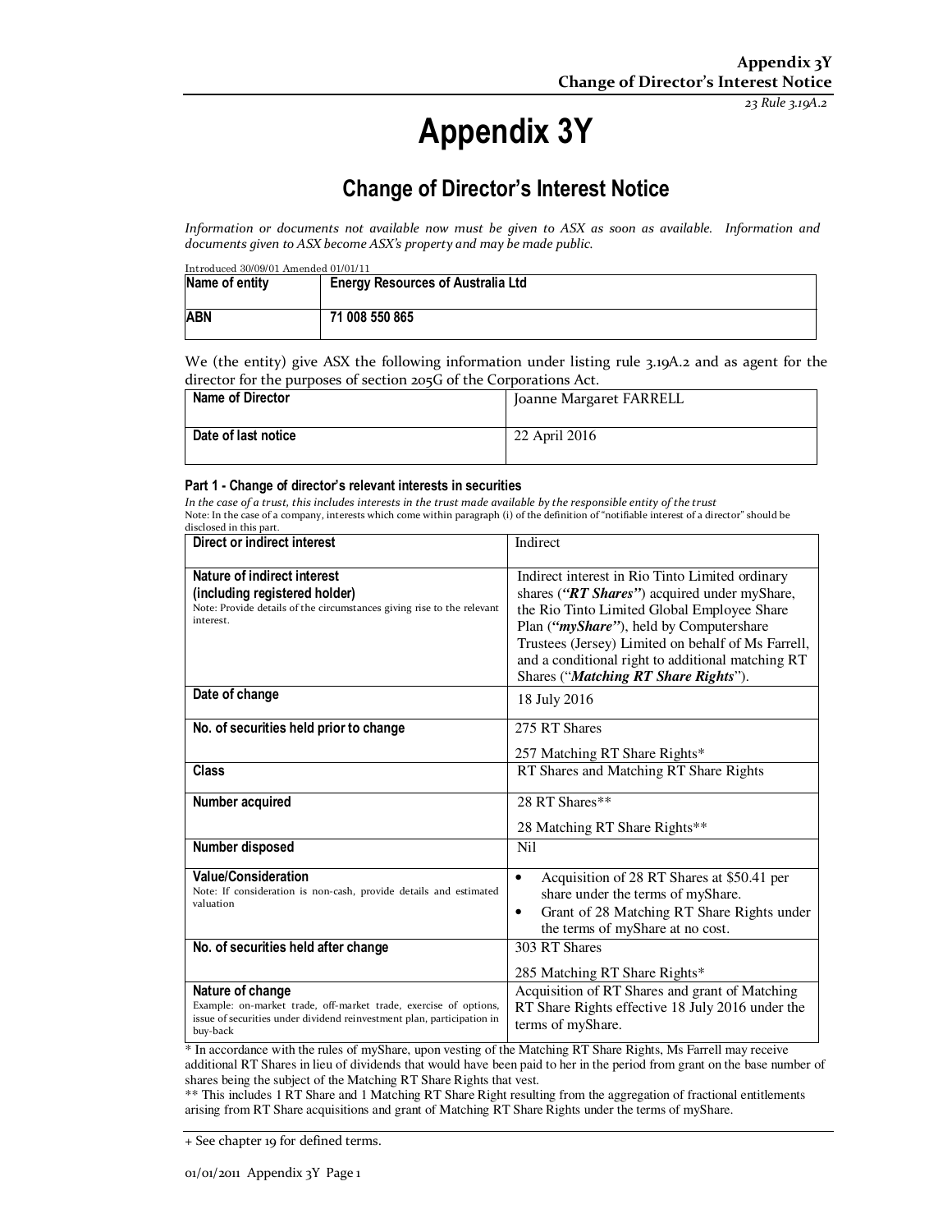23 Rule 3.19A.2

# Appendix 3Y

## Change of Director's Interest Notice

*Information or documents not available now must be given to ASX as soon as available. Information and documents given to ASX become ASX's property and may be made public.*

Introduced 30/09/01 Amended 01/01/11

| Name of entity | Energy Resources of Australia Ltd |
|---|---|
| ABN | 71 008 550 865 |

We (the entity) give ASX the following information under listing rule 3.19A.2 and as agent for the director for the purposes of section 205G of the Corporations Act.

| Name of Director | Joanne Margaret FARRELL |
|---|---|
| Date of last notice | 22 April 2016 |

### Part 1 - Change of director's relevant interests in securities

*In the case of a trust, this includes interests in the trust made available by the responsible entity of the trust*

Note: In the case of a company, interests which come within paragraph (i) of the definition of "notifiable interest of a director" should be disclosed in this part.

| Direct or indirect interest | Indirect |
|---|---|
| **Nature of indirect interest (including registered holder)**<br>Note: Provide details of the circumstances giving rise to the relevant interest. | Indirect interest in Rio Tinto Limited ordinary shares (***"RT Shares"***) acquired under myShare, the Rio Tinto Limited Global Employee Share Plan (***"myShare"***), held by Computershare Trustees (Jersey) Limited on behalf of Ms Farrell, and a conditional right to additional matching RT Shares ("***Matching RT Share Rights***"). |
| **Date of change** | 18 July 2016 |
| **No. of securities held prior to change** | 275 RT Shares<br>257 Matching RT Share Rights* |
| **Class** | RT Shares and Matching RT Share Rights |
| **Number acquired** | 28 RT Shares**<br>28 Matching RT Share Rights** |
| **Number disposed** | Nil |
| **Value/Consideration**<br>Note: If consideration is non-cash, provide details and estimated valuation | • Acquisition of 28 RT Shares at $50.41 per share under the terms of myShare.<br>• Grant of 28 Matching RT Share Rights under the terms of myShare at no cost. |
| **No. of securities held after change** | 303 RT Shares<br>285 Matching RT Share Rights* |
| **Nature of change**<br>Example: on-market trade, off-market trade, exercise of options, issue of securities under dividend reinvestment plan, participation in buy-back | Acquisition of RT Shares and grant of Matching RT Share Rights effective 18 July 2016 under the terms of myShare. |

* In accordance with the rules of myShare, upon vesting of the Matching RT Share Rights, Ms Farrell may receive additional RT Shares in lieu of dividends that would have been paid to her in the period from grant on the base number of shares being the subject of the Matching RT Share Rights that vest.

** This includes 1 RT Share and 1 Matching RT Share Right resulting from the aggregation of fractional entitlements arising from RT Share acquisitions and grant of Matching RT Share Rights under the terms of myShare.

+ See chapter 19 for defined terms.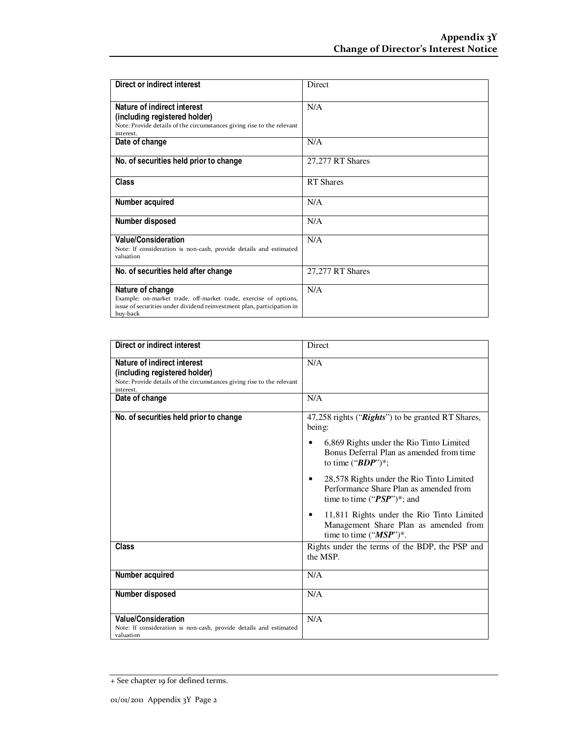| Direct or indirect interest | Direct |
| --- | --- |
| **Nature of indirect interest (including registered holder)**<br>Note: Provide details of the circumstances giving rise to the relevant interest. | N/A |
| **Date of change** | N/A |
| **No. of securities held prior to change** | 27,277 RT Shares |
| **Class** | RT Shares |
| **Number acquired** | N/A |
| **Number disposed** | N/A |
| **Value/Consideration**<br>Note: If consideration is non-cash, provide details and estimated valuation | N/A |
| **No. of securities held after change** | 27,277 RT Shares |
| **Nature of change**<br>Example: on-market trade, off-market trade, exercise of options, issue of securities under dividend reinvestment plan, participation in buy-back | N/A |

| Direct or indirect interest | Direct |
| --- | --- |
| **Nature of indirect interest (including registered holder)**<br>Note: Provide details of the circumstances giving rise to the relevant interest. | N/A |
| **Date of change** | N/A |
| **No. of securities held prior to change** | 47,258 rights ("***Rights***") to be granted RT Shares, being:<br>• 6,869 Rights under the Rio Tinto Limited Bonus Deferral Plan as amended from time to time ("***BDP***")*;<br>• 28,578 Rights under the Rio Tinto Limited Performance Share Plan as amended from time to time ("***PSP***")*; and<br>• 11,811 Rights under the Rio Tinto Limited Management Share Plan as amended from time to time ("***MSP***")*. |
| **Class** | Rights under the terms of the BDP, the PSP and the MSP. |
| **Number acquired** | N/A |
| **Number disposed** | N/A |
| **Value/Consideration**<br>Note: If consideration is non-cash, provide details and estimated valuation | N/A |

+ See chapter 19 for defined terms.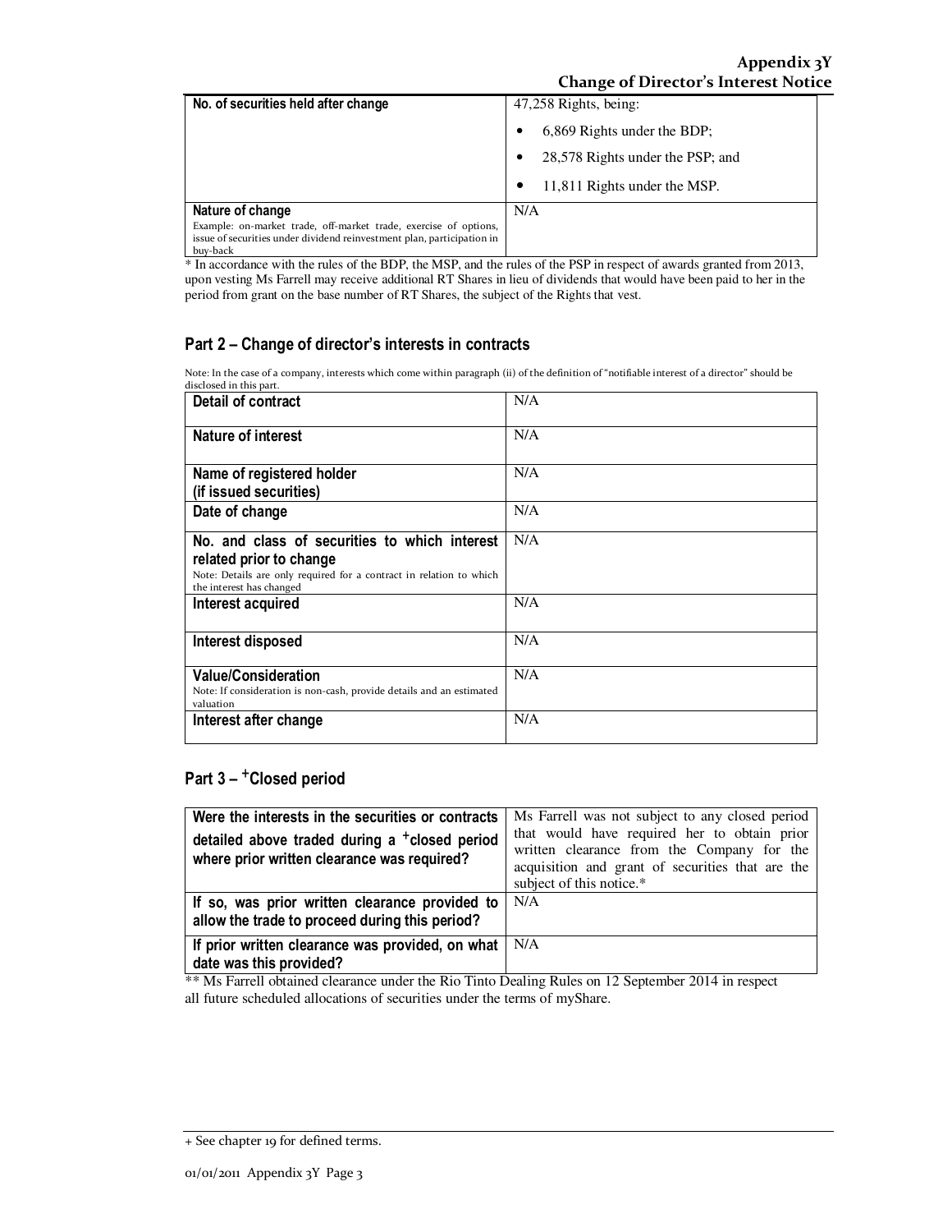| | |
|---|---|
| **No. of securities held after change** | 47,258 Rights, being:<br>• 6,869 Rights under the BDP;<br>• 28,578 Rights under the PSP; and<br>• 11,811 Rights under the MSP. |
| **Nature of change**<br>Example: on-market trade, off-market trade, exercise of options, issue of securities under dividend reinvestment plan, participation in buy-back | N/A |

* In accordance with the rules of the BDP, the MSP, and the rules of the PSP in respect of awards granted from 2013, upon vesting Ms Farrell may receive additional RT Shares in lieu of dividends that would have been paid to her in the period from grant on the base number of RT Shares, the subject of the Rights that vest.

## Part 2 – Change of director's interests in contracts

Note: In the case of a company, interests which come within paragraph (ii) of the definition of "notifiable interest of a director" should be disclosed in this part.

| | |
|---|---|
| **Detail of contract** | N/A |
| **Nature of interest** | N/A |
| **Name of registered holder (if issued securities)** | N/A |
| **Date of change** | N/A |
| **No. and class of securities to which interest related prior to change**<br>Note: Details are only required for a contract in relation to which the interest has changed | N/A |
| **Interest acquired** | N/A |
| **Interest disposed** | N/A |
| **Value/Consideration**<br>Note: If consideration is non-cash, provide details and an estimated valuation | N/A |
| **Interest after change** | N/A |

## Part 3 – +Closed period

| | |
|---|---|
| **Were the interests in the securities or contracts detailed above traded during a +closed period where prior written clearance was required?** | Ms Farrell was not subject to any closed period that would have required her to obtain prior written clearance from the Company for the acquisition and grant of securities that are the subject of this notice.* |
| **If so, was prior written clearance provided to allow the trade to proceed during this period?** | N/A |
| **If prior written clearance was provided, on what date was this provided?** | N/A |

** Ms Farrell obtained clearance under the Rio Tinto Dealing Rules on 12 September 2014 in respect all future scheduled allocations of securities under the terms of myShare.

+ See chapter 19 for defined terms.